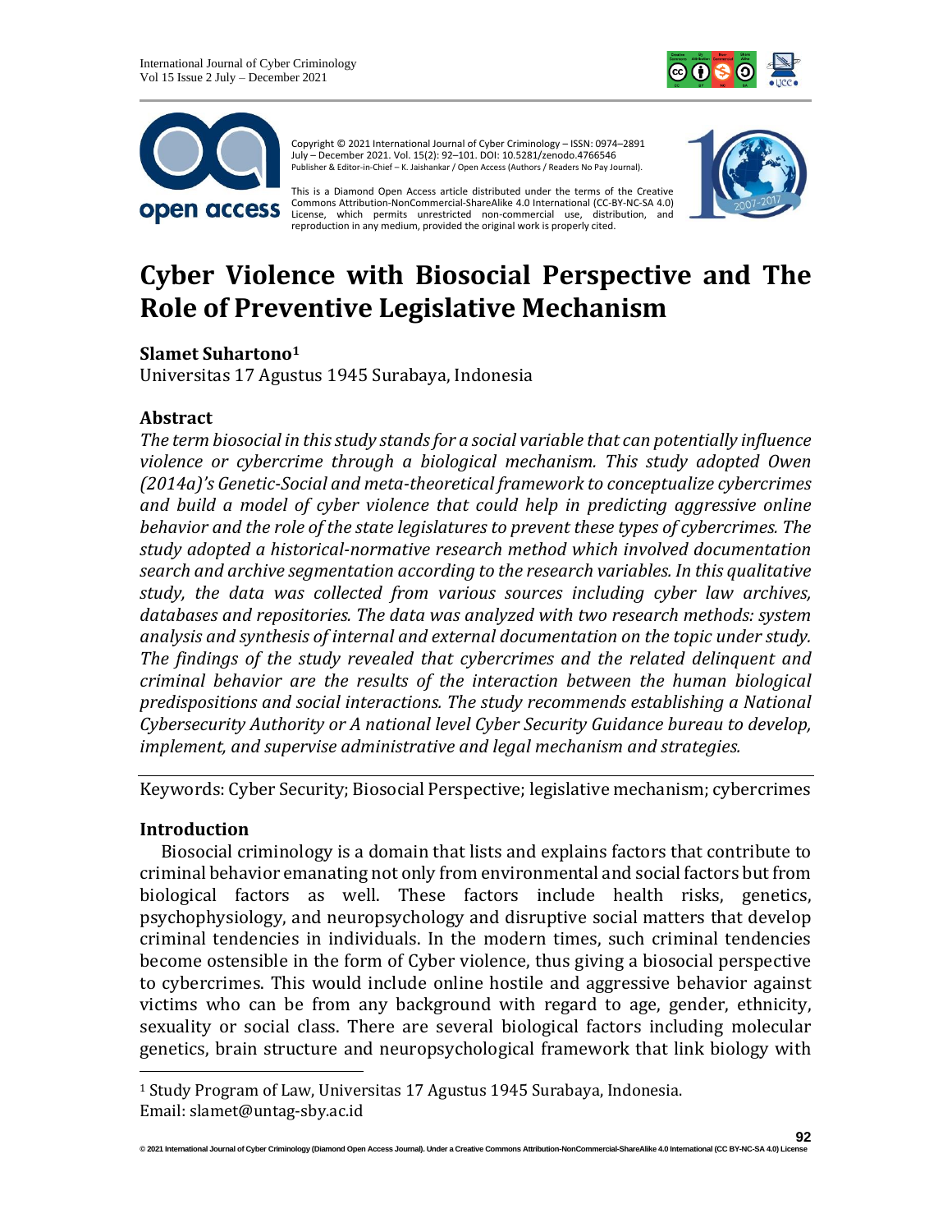Copyright © 2021 International Journal of Cyber Criminology – ISSN: 0974–2891 July – December 2021. Vol. 15(2): 92–101. DOI: 10.5281/zenodo.4766546
Publisher & Editor-in-Chief – K. Jaishankar / Open Access (Authors / Readers No Pay Journal).

This is a Diamond Open Access article distributed under the terms of the Creative Commons Attribution-NonCommercial-ShareAlike 4.0 International (CC-BY-NC-SA 4.0) License, which permits unrestricted non-commercial use, distribution, and reproduction in any medium, provided the original work is properly cited.

# Cyber Violence with Biosocial Perspective and The Role of Preventive Legislative Mechanism

**Slamet Suhartono**[1]
Universitas 17 Agustus 1945 Surabaya, Indonesia

## Abstract

*The term biosocial in this study stands for a social variable that can potentially influence violence or cybercrime through a biological mechanism. This study adopted Owen (2014a)'s Genetic-Social and meta-theoretical framework to conceptualize cybercrimes and build a model of cyber violence that could help in predicting aggressive online behavior and the role of the state legislatures to prevent these types of cybercrimes. The study adopted a historical-normative research method which involved documentation search and archive segmentation according to the research variables. In this qualitative study, the data was collected from various sources including cyber law archives, databases and repositories. The data was analyzed with two research methods: system analysis and synthesis of internal and external documentation on the topic under study. The findings of the study revealed that cybercrimes and the related delinquent and criminal behavior are the results of the interaction between the human biological predispositions and social interactions. The study recommends establishing a National Cybersecurity Authority or A national level Cyber Security Guidance bureau to develop, implement, and supervise administrative and legal mechanism and strategies.*

Keywords: Cyber Security; Biosocial Perspective; legislative mechanism; cybercrimes

## Introduction

Biosocial criminology is a domain that lists and explains factors that contribute to criminal behavior emanating not only from environmental and social factors but from biological factors as well. These factors include health risks, genetics, psychophysiology, and neuropsychology and disruptive social matters that develop criminal tendencies in individuals. In the modern times, such criminal tendencies become ostensible in the form of Cyber violence, thus giving a biosocial perspective to cybercrimes. This would include online hostile and aggressive behavior against victims who can be from any background with regard to age, gender, ethnicity, sexuality or social class. There are several biological factors including molecular genetics, brain structure and neuropsychological framework that link biology with

[1] Study Program of Law, Universitas 17 Agustus 1945 Surabaya, Indonesia. Email: slamet@untag-sby.ac.id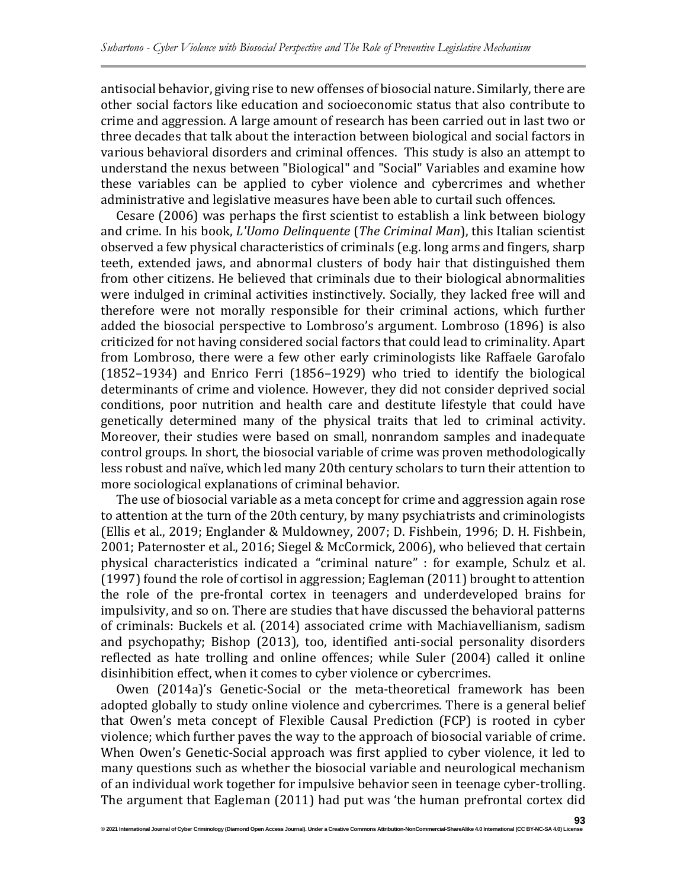antisocial behavior, giving rise to new offenses of biosocial nature. Similarly, there are other social factors like education and socioeconomic status that also contribute to crime and aggression. A large amount of research has been carried out in last two or three decades that talk about the interaction between biological and social factors in various behavioral disorders and criminal offences. This study is also an attempt to understand the nexus between "Biological" and "Social" Variables and examine how these variables can be applied to cyber violence and cybercrimes and whether administrative and legislative measures have been able to curtail such offences.

Cesare (2006) was perhaps the first scientist to establish a link between biology and crime. In his book, *L'Uomo Delinquente* (*The Criminal Man*), this Italian scientist observed a few physical characteristics of criminals (e.g. long arms and fingers, sharp teeth, extended jaws, and abnormal clusters of body hair that distinguished them from other citizens. He believed that criminals due to their biological abnormalities were indulged in criminal activities instinctively. Socially, they lacked free will and therefore were not morally responsible for their criminal actions, which further added the biosocial perspective to Lombroso's argument. Lombroso (1896) is also criticized for not having considered social factors that could lead to criminality. Apart from Lombroso, there were a few other early criminologists like Raffaele Garofalo (1852–1934) and Enrico Ferri (1856–1929) who tried to identify the biological determinants of crime and violence. However, they did not consider deprived social conditions, poor nutrition and health care and destitute lifestyle that could have genetically determined many of the physical traits that led to criminal activity. Moreover, their studies were based on small, nonrandom samples and inadequate control groups. In short, the biosocial variable of crime was proven methodologically less robust and naïve, which led many 20th century scholars to turn their attention to more sociological explanations of criminal behavior.

The use of biosocial variable as a meta concept for crime and aggression again rose to attention at the turn of the 20th century, by many psychiatrists and criminologists (Ellis et al., 2019; Englander & Muldowney, 2007; D. Fishbein, 1996; D. H. Fishbein, 2001; Paternoster et al., 2016; Siegel & McCormick, 2006), who believed that certain physical characteristics indicated a "criminal nature" : for example, Schulz et al. (1997) found the role of cortisol in aggression; Eagleman (2011) brought to attention the role of the pre-frontal cortex in teenagers and underdeveloped brains for impulsivity, and so on. There are studies that have discussed the behavioral patterns of criminals: Buckels et al. (2014) associated crime with Machiavellianism, sadism and psychopathy; Bishop (2013), too, identified anti-social personality disorders reflected as hate trolling and online offences; while Suler (2004) called it online disinhibition effect, when it comes to cyber violence or cybercrimes.

Owen (2014a)'s Genetic-Social or the meta-theoretical framework has been adopted globally to study online violence and cybercrimes. There is a general belief that Owen's meta concept of Flexible Causal Prediction (FCP) is rooted in cyber violence; which further paves the way to the approach of biosocial variable of crime. When Owen's Genetic-Social approach was first applied to cyber violence, it led to many questions such as whether the biosocial variable and neurological mechanism of an individual work together for impulsive behavior seen in teenage cyber-trolling. The argument that Eagleman (2011) had put was 'the human prefrontal cortex did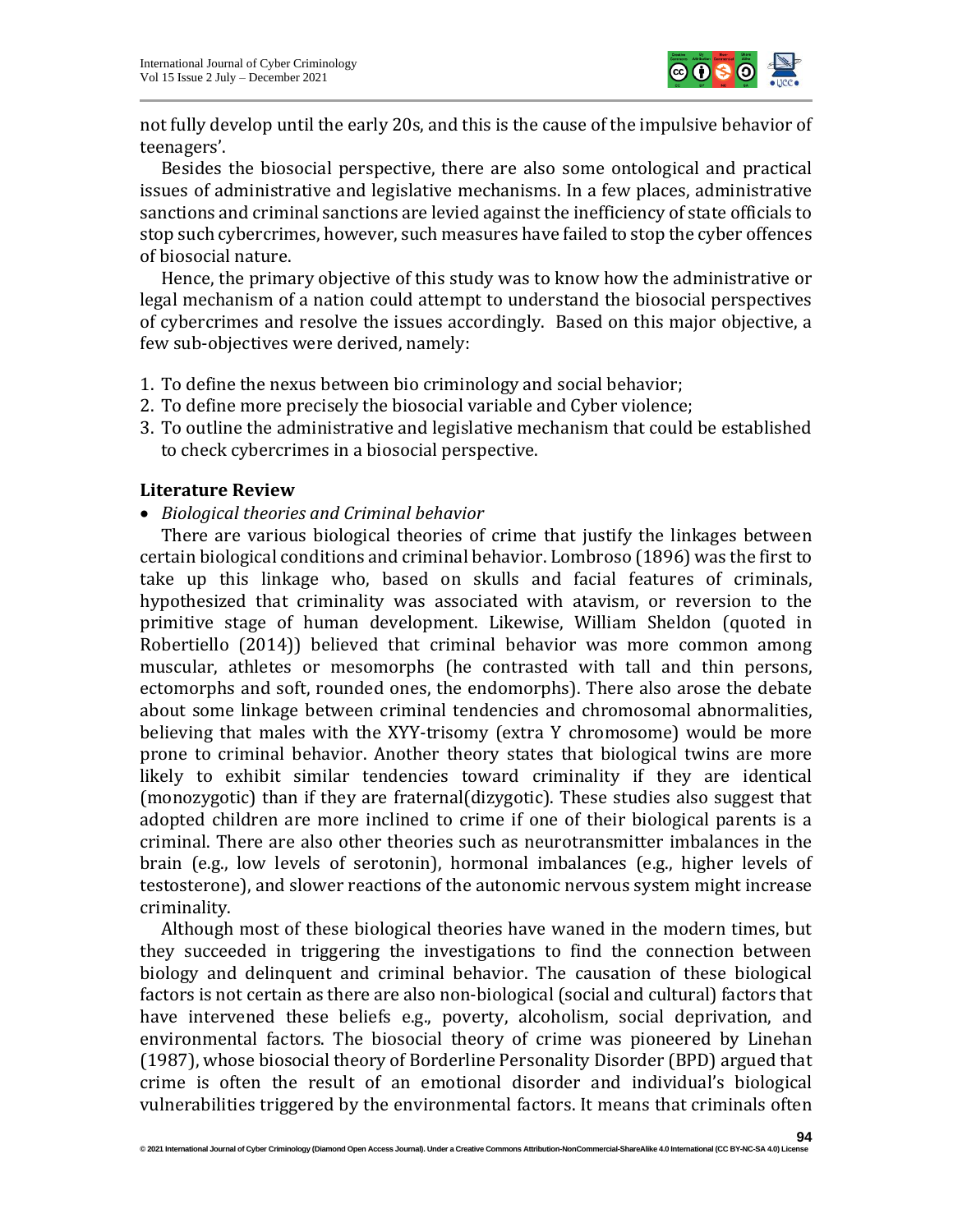not fully develop until the early 20s, and this is the cause of the impulsive behavior of teenagers'.

Besides the biosocial perspective, there are also some ontological and practical issues of administrative and legislative mechanisms. In a few places, administrative sanctions and criminal sanctions are levied against the inefficiency of state officials to stop such cybercrimes, however, such measures have failed to stop the cyber offences of biosocial nature.

Hence, the primary objective of this study was to know how the administrative or legal mechanism of a nation could attempt to understand the biosocial perspectives of cybercrimes and resolve the issues accordingly. Based on this major objective, a few sub-objectives were derived, namely:

1. To define the nexus between bio criminology and social behavior;
2. To define more precisely the biosocial variable and Cyber violence;
3. To outline the administrative and legislative mechanism that could be established to check cybercrimes in a biosocial perspective.

## Literature Review

- *Biological theories and Criminal behavior*

There are various biological theories of crime that justify the linkages between certain biological conditions and criminal behavior. Lombroso (1896) was the first to take up this linkage who, based on skulls and facial features of criminals, hypothesized that criminality was associated with atavism, or reversion to the primitive stage of human development. Likewise, William Sheldon (quoted in Robertiello (2014)) believed that criminal behavior was more common among muscular, athletes or mesomorphs (he contrasted with tall and thin persons, ectomorphs and soft, rounded ones, the endomorphs). There also arose the debate about some linkage between criminal tendencies and chromosomal abnormalities, believing that males with the XYY-trisomy (extra Y chromosome) would be more prone to criminal behavior. Another theory states that biological twins are more likely to exhibit similar tendencies toward criminality if they are identical (monozygotic) than if they are fraternal(dizygotic). These studies also suggest that adopted children are more inclined to crime if one of their biological parents is a criminal. There are also other theories such as neurotransmitter imbalances in the brain (e.g., low levels of serotonin), hormonal imbalances (e.g., higher levels of testosterone), and slower reactions of the autonomic nervous system might increase criminality.

Although most of these biological theories have waned in the modern times, but they succeeded in triggering the investigations to find the connection between biology and delinquent and criminal behavior. The causation of these biological factors is not certain as there are also non-biological (social and cultural) factors that have intervened these beliefs e.g., poverty, alcoholism, social deprivation, and environmental factors. The biosocial theory of crime was pioneered by Linehan (1987), whose biosocial theory of Borderline Personality Disorder (BPD) argued that crime is often the result of an emotional disorder and individual's biological vulnerabilities triggered by the environmental factors. It means that criminals often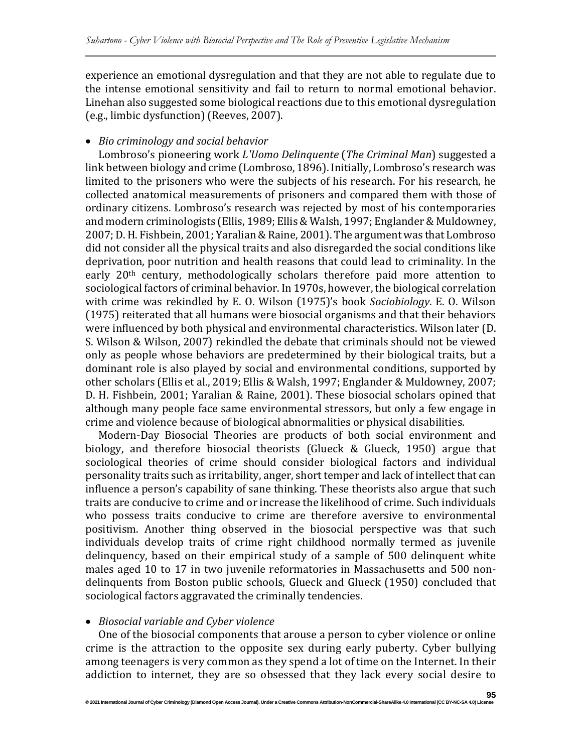experience an emotional dysregulation and that they are not able to regulate due to the intense emotional sensitivity and fail to return to normal emotional behavior. Linehan also suggested some biological reactions due to this emotional dysregulation (e.g., limbic dysfunction) (Reeves, 2007).

- *Bio criminology and social behavior*

Lombroso's pioneering work *L'Uomo Delinquente* (*The Criminal Man*) suggested a link between biology and crime (Lombroso, 1896). Initially, Lombroso's research was limited to the prisoners who were the subjects of his research. For his research, he collected anatomical measurements of prisoners and compared them with those of ordinary citizens. Lombroso's research was rejected by most of his contemporaries and modern criminologists (Ellis, 1989; Ellis & Walsh, 1997; Englander & Muldowney, 2007; D. H. Fishbein, 2001; Yaralian & Raine, 2001). The argument was that Lombroso did not consider all the physical traits and also disregarded the social conditions like deprivation, poor nutrition and health reasons that could lead to criminality. In the early 20th century, methodologically scholars therefore paid more attention to sociological factors of criminal behavior. In 1970s, however, the biological correlation with crime was rekindled by E. O. Wilson (1975)'s book *Sociobiology*. E. O. Wilson (1975) reiterated that all humans were biosocial organisms and that their behaviors were influenced by both physical and environmental characteristics. Wilson later (D. S. Wilson & Wilson, 2007) rekindled the debate that criminals should not be viewed only as people whose behaviors are predetermined by their biological traits, but a dominant role is also played by social and environmental conditions, supported by other scholars (Ellis et al., 2019; Ellis & Walsh, 1997; Englander & Muldowney, 2007; D. H. Fishbein, 2001; Yaralian & Raine, 2001). These biosocial scholars opined that although many people face same environmental stressors, but only a few engage in crime and violence because of biological abnormalities or physical disabilities.

Modern-Day Biosocial Theories are products of both social environment and biology, and therefore biosocial theorists (Glueck & Glueck, 1950) argue that sociological theories of crime should consider biological factors and individual personality traits such as irritability, anger, short temper and lack of intellect that can influence a person's capability of sane thinking. These theorists also argue that such traits are conducive to crime and or increase the likelihood of crime. Such individuals who possess traits conducive to crime are therefore aversive to environmental positivism. Another thing observed in the biosocial perspective was that such individuals develop traits of crime right childhood normally termed as juvenile delinquency, based on their empirical study of a sample of 500 delinquent white males aged 10 to 17 in two juvenile reformatories in Massachusetts and 500 non-delinquents from Boston public schools, Glueck and Glueck (1950) concluded that sociological factors aggravated the criminally tendencies.

- *Biosocial variable and Cyber violence*

One of the biosocial components that arouse a person to cyber violence or online crime is the attraction to the opposite sex during early puberty. Cyber bullying among teenagers is very common as they spend a lot of time on the Internet. In their addiction to internet, they are so obsessed that they lack every social desire to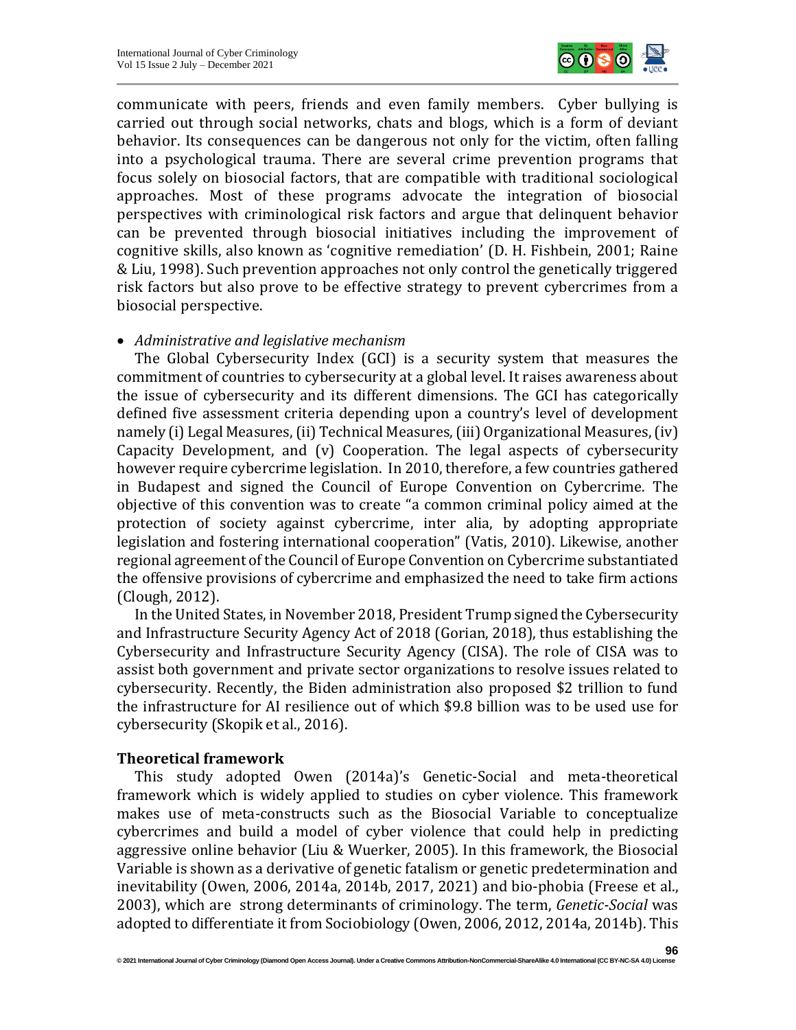communicate with peers, friends and even family members. Cyber bullying is carried out through social networks, chats and blogs, which is a form of deviant behavior. Its consequences can be dangerous not only for the victim, often falling into a psychological trauma. There are several crime prevention programs that focus solely on biosocial factors, that are compatible with traditional sociological approaches. Most of these programs advocate the integration of biosocial perspectives with criminological risk factors and argue that delinquent behavior can be prevented through biosocial initiatives including the improvement of cognitive skills, also known as 'cognitive remediation' (D. H. Fishbein, 2001; Raine & Liu, 1998). Such prevention approaches not only control the genetically triggered risk factors but also prove to be effective strategy to prevent cybercrimes from a biosocial perspective.

- *Administrative and legislative mechanism*

The Global Cybersecurity Index (GCI) is a security system that measures the commitment of countries to cybersecurity at a global level. It raises awareness about the issue of cybersecurity and its different dimensions. The GCI has categorically defined five assessment criteria depending upon a country's level of development namely (i) Legal Measures, (ii) Technical Measures, (iii) Organizational Measures, (iv) Capacity Development, and (v) Cooperation. The legal aspects of cybersecurity however require cybercrime legislation. In 2010, therefore, a few countries gathered in Budapest and signed the Council of Europe Convention on Cybercrime. The objective of this convention was to create "a common criminal policy aimed at the protection of society against cybercrime, inter alia, by adopting appropriate legislation and fostering international cooperation" (Vatis, 2010). Likewise, another regional agreement of the Council of Europe Convention on Cybercrime substantiated the offensive provisions of cybercrime and emphasized the need to take firm actions (Clough, 2012).

In the United States, in November 2018, President Trump signed the Cybersecurity and Infrastructure Security Agency Act of 2018 (Gorian, 2018), thus establishing the Cybersecurity and Infrastructure Security Agency (CISA). The role of CISA was to assist both government and private sector organizations to resolve issues related to cybersecurity. Recently, the Biden administration also proposed $2 trillion to fund the infrastructure for AI resilience out of which $9.8 billion was to be used use for cybersecurity (Skopik et al., 2016).

## Theoretical framework

This study adopted Owen (2014a)'s Genetic-Social and meta-theoretical framework which is widely applied to studies on cyber violence. This framework makes use of meta-constructs such as the Biosocial Variable to conceptualize cybercrimes and build a model of cyber violence that could help in predicting aggressive online behavior (Liu & Wuerker, 2005). In this framework, the Biosocial Variable is shown as a derivative of genetic fatalism or genetic predetermination and inevitability (Owen, 2006, 2014a, 2014b, 2017, 2021) and bio-phobia (Freese et al., 2003), which are strong determinants of criminology. The term, *Genetic-Social* was adopted to differentiate it from Sociobiology (Owen, 2006, 2012, 2014a, 2014b). This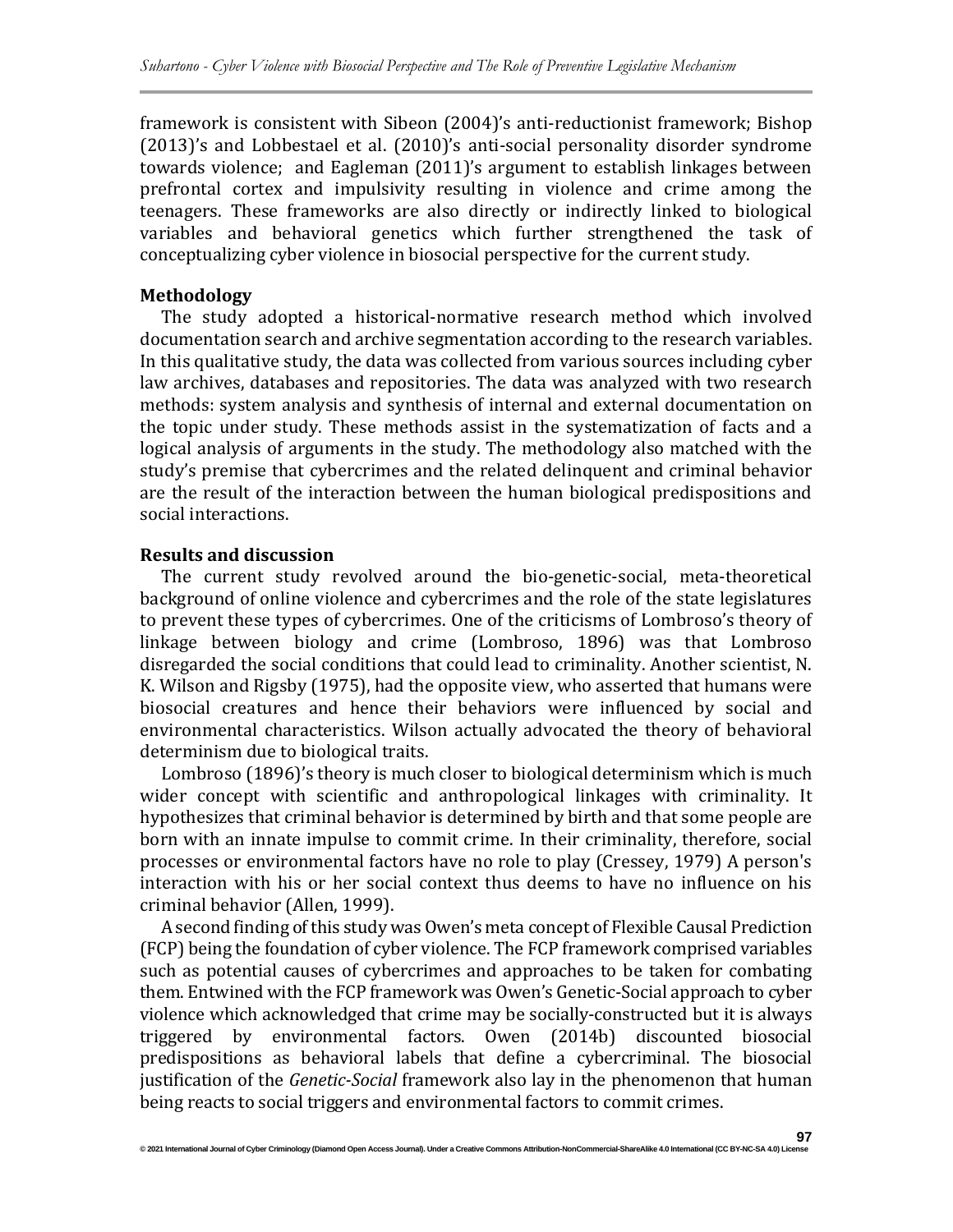framework is consistent with Sibeon (2004)'s anti-reductionist framework; Bishop (2013)'s and Lobbestael et al. (2010)'s anti-social personality disorder syndrome towards violence; and Eagleman (2011)'s argument to establish linkages between prefrontal cortex and impulsivity resulting in violence and crime among the teenagers. These frameworks are also directly or indirectly linked to biological variables and behavioral genetics which further strengthened the task of conceptualizing cyber violence in biosocial perspective for the current study.

**Methodology**

The study adopted a historical-normative research method which involved documentation search and archive segmentation according to the research variables. In this qualitative study, the data was collected from various sources including cyber law archives, databases and repositories. The data was analyzed with two research methods: system analysis and synthesis of internal and external documentation on the topic under study. These methods assist in the systematization of facts and a logical analysis of arguments in the study. The methodology also matched with the study's premise that cybercrimes and the related delinquent and criminal behavior are the result of the interaction between the human biological predispositions and social interactions.

**Results and discussion**

The current study revolved around the bio-genetic-social, meta-theoretical background of online violence and cybercrimes and the role of the state legislatures to prevent these types of cybercrimes. One of the criticisms of Lombroso's theory of linkage between biology and crime (Lombroso, 1896) was that Lombroso disregarded the social conditions that could lead to criminality. Another scientist, N. K. Wilson and Rigsby (1975), had the opposite view, who asserted that humans were biosocial creatures and hence their behaviors were influenced by social and environmental characteristics. Wilson actually advocated the theory of behavioral determinism due to biological traits.

Lombroso (1896)'s theory is much closer to biological determinism which is much wider concept with scientific and anthropological linkages with criminality. It hypothesizes that criminal behavior is determined by birth and that some people are born with an innate impulse to commit crime. In their criminality, therefore, social processes or environmental factors have no role to play (Cressey, 1979) A person's interaction with his or her social context thus deems to have no influence on his criminal behavior (Allen, 1999).

A second finding of this study was Owen's meta concept of Flexible Causal Prediction (FCP) being the foundation of cyber violence. The FCP framework comprised variables such as potential causes of cybercrimes and approaches to be taken for combating them. Entwined with the FCP framework was Owen's Genetic-Social approach to cyber violence which acknowledged that crime may be socially-constructed but it is always triggered by environmental factors. Owen (2014b) discounted biosocial predispositions as behavioral labels that define a cybercriminal. The biosocial justification of the *Genetic-Social* framework also lay in the phenomenon that human being reacts to social triggers and environmental factors to commit crimes.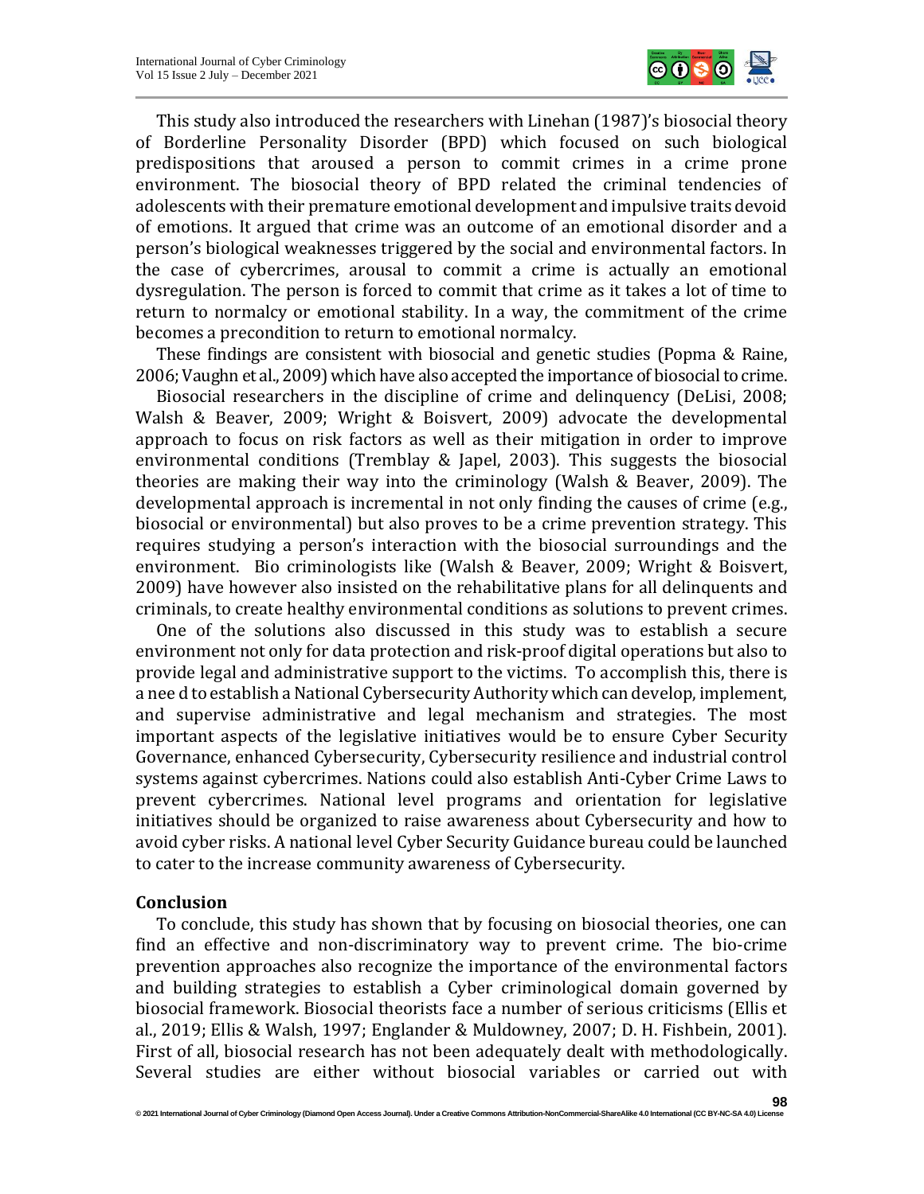This study also introduced the researchers with Linehan (1987)'s biosocial theory of Borderline Personality Disorder (BPD) which focused on such biological predispositions that aroused a person to commit crimes in a crime prone environment. The biosocial theory of BPD related the criminal tendencies of adolescents with their premature emotional development and impulsive traits devoid of emotions. It argued that crime was an outcome of an emotional disorder and a person's biological weaknesses triggered by the social and environmental factors. In the case of cybercrimes, arousal to commit a crime is actually an emotional dysregulation. The person is forced to commit that crime as it takes a lot of time to return to normalcy or emotional stability. In a way, the commitment of the crime becomes a precondition to return to emotional normalcy.

These findings are consistent with biosocial and genetic studies (Popma & Raine, 2006; Vaughn et al., 2009) which have also accepted the importance of biosocial to crime.

Biosocial researchers in the discipline of crime and delinquency (DeLisi, 2008; Walsh & Beaver, 2009; Wright & Boisvert, 2009) advocate the developmental approach to focus on risk factors as well as their mitigation in order to improve environmental conditions (Tremblay & Japel, 2003). This suggests the biosocial theories are making their way into the criminology (Walsh & Beaver, 2009). The developmental approach is incremental in not only finding the causes of crime (e.g., biosocial or environmental) but also proves to be a crime prevention strategy. This requires studying a person's interaction with the biosocial surroundings and the environment. Bio criminologists like (Walsh & Beaver, 2009; Wright & Boisvert, 2009) have however also insisted on the rehabilitative plans for all delinquents and criminals, to create healthy environmental conditions as solutions to prevent crimes.

One of the solutions also discussed in this study was to establish a secure environment not only for data protection and risk-proof digital operations but also to provide legal and administrative support to the victims. To accomplish this, there is a nee d to establish a National Cybersecurity Authority which can develop, implement, and supervise administrative and legal mechanism and strategies. The most important aspects of the legislative initiatives would be to ensure Cyber Security Governance, enhanced Cybersecurity, Cybersecurity resilience and industrial control systems against cybercrimes. Nations could also establish Anti-Cyber Crime Laws to prevent cybercrimes. National level programs and orientation for legislative initiatives should be organized to raise awareness about Cybersecurity and how to avoid cyber risks. A national level Cyber Security Guidance bureau could be launched to cater to the increase community awareness of Cybersecurity.

## Conclusion

To conclude, this study has shown that by focusing on biosocial theories, one can find an effective and non-discriminatory way to prevent crime. The bio-crime prevention approaches also recognize the importance of the environmental factors and building strategies to establish a Cyber criminological domain governed by biosocial framework. Biosocial theorists face a number of serious criticisms (Ellis et al., 2019; Ellis & Walsh, 1997; Englander & Muldowney, 2007; D. H. Fishbein, 2001). First of all, biosocial research has not been adequately dealt with methodologically. Several studies are either without biosocial variables or carried out with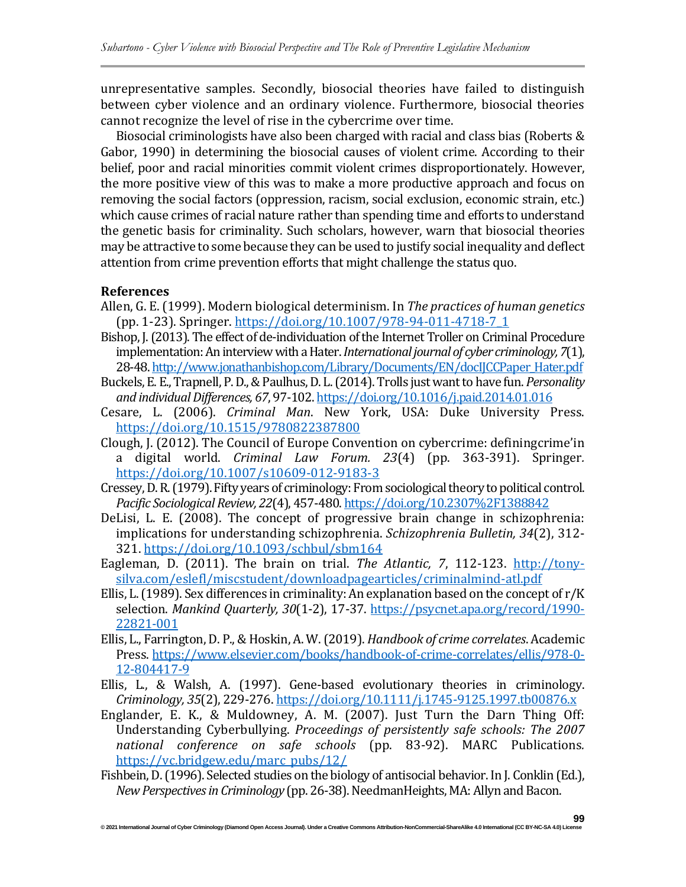unrepresentative samples. Secondly, biosocial theories have failed to distinguish between cyber violence and an ordinary violence. Furthermore, biosocial theories cannot recognize the level of rise in the cybercrime over time.

Biosocial criminologists have also been charged with racial and class bias (Roberts & Gabor, 1990) in determining the biosocial causes of violent crime. According to their belief, poor and racial minorities commit violent crimes disproportionately. However, the more positive view of this was to make a more productive approach and focus on removing the social factors (oppression, racism, social exclusion, economic strain, etc.) which cause crimes of racial nature rather than spending time and efforts to understand the genetic basis for criminality. Such scholars, however, warn that biosocial theories may be attractive to some because they can be used to justify social inequality and deflect attention from crime prevention efforts that might challenge the status quo.

**References**

Allen, G. E. (1999). Modern biological determinism. In *The practices of human genetics* (pp. 1-23). Springer. https://doi.org/10.1007/978-94-011-4718-7_1

Bishop, J. (2013). The effect of de-individuation of the Internet Troller on Criminal Procedure implementation: An interview with a Hater. *International journal of cyber criminology, 7*(1), 28-48. http://www.jonathanbishop.com/Library/Documents/EN/docIJCCPaper_Hater.pdf

Buckels, E. E., Trapnell, P. D., & Paulhus, D. L. (2014). Trolls just want to have fun. *Personality and individual Differences, 67*, 97-102. https://doi.org/10.1016/j.paid.2014.01.016

Cesare, L. (2006). *Criminal Man*. New York, USA: Duke University Press. https://doi.org/10.1515/9780822387800

Clough, J. (2012). The Council of Europe Convention on cybercrime: definingcrime'in a digital world. *Criminal Law Forum. 23*(4) (pp. 363-391). Springer. https://doi.org/10.1007/s10609-012-9183-3

Cressey, D. R. (1979). Fifty years of criminology: From sociological theory to political control. *Pacific Sociological Review, 22*(4), 457-480. https://doi.org/10.2307%2F1388842

DeLisi, L. E. (2008). The concept of progressive brain change in schizophrenia: implications for understanding schizophrenia. *Schizophrenia Bulletin, 34*(2), 312-321. https://doi.org/10.1093/schbul/sbm164

Eagleman, D. (2011). The brain on trial. *The Atlantic, 7*, 112-123. http://tony-silva.com/eslefl/miscstudent/downloadpagearticles/criminalmind-atl.pdf

Ellis, L. (1989). Sex differences in criminality: An explanation based on the concept of r/K selection. *Mankind Quarterly, 30*(1-2), 17-37. https://psycnet.apa.org/record/1990-22821-001

Ellis, L., Farrington, D. P., & Hoskin, A. W. (2019). *Handbook of crime correlates*. Academic Press. https://www.elsevier.com/books/handbook-of-crime-correlates/ellis/978-0-12-804417-9

Ellis, L., & Walsh, A. (1997). Gene-based evolutionary theories in criminology. *Criminology, 35*(2), 229-276. https://doi.org/10.1111/j.1745-9125.1997.tb00876.x

Englander, E. K., & Muldowney, A. M. (2007). Just Turn the Darn Thing Off: Understanding Cyberbullying. *Proceedings of persistently safe schools: The 2007 national conference on safe schools* (pp. 83-92). MARC Publications. https://vc.bridgew.edu/marc_pubs/12/

Fishbein, D. (1996). Selected studies on the biology of antisocial behavior. In J. Conklin (Ed.), *New Perspectives in Criminology* (pp. 26-38). NeedmanHeights, MA: Allyn and Bacon.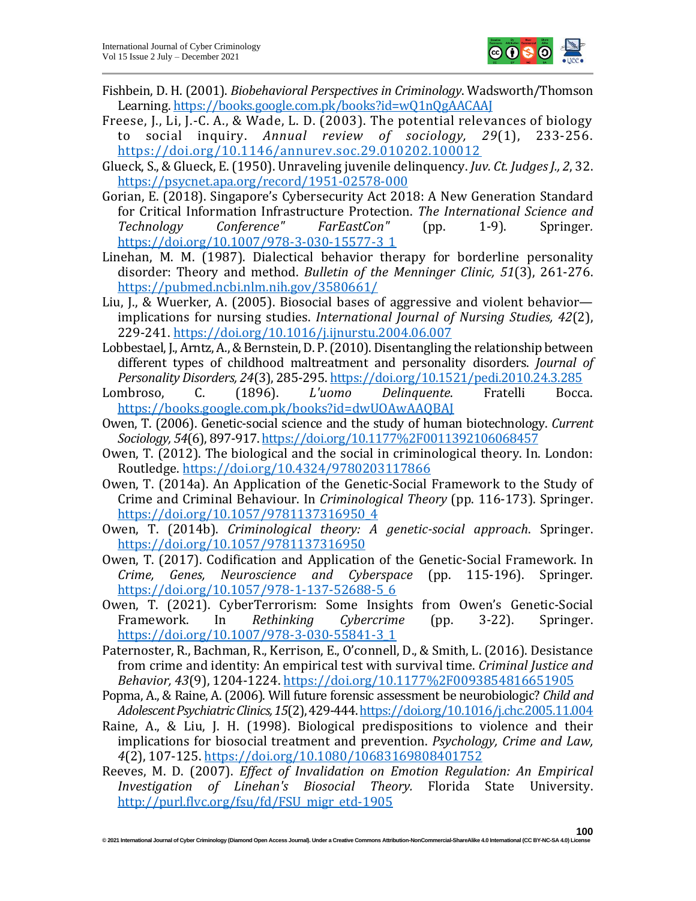Fishbein, D. H. (2001). *Biobehavioral Perspectives in Criminology*. Wadsworth/Thomson Learning. https://books.google.com.pk/books?id=wQ1nQgAACAAJ

Freese, J., Li, J.-C. A., & Wade, L. D. (2003). The potential relevances of biology to social inquiry. *Annual review of sociology, 29*(1), 233-256. https://doi.org/10.1146/annurev.soc.29.010202.100012

Glueck, S., & Glueck, E. (1950). Unraveling juvenile delinquency. *Juv. Ct. Judges J., 2*, 32. https://psycnet.apa.org/record/1951-02578-000

Gorian, E. (2018). Singapore's Cybersecurity Act 2018: A New Generation Standard for Critical Information Infrastructure Protection. *The International Science and Technology Conference" FarEastCon"* (pp. 1-9). Springer. https://doi.org/10.1007/978-3-030-15577-3_1

Linehan, M. M. (1987). Dialectical behavior therapy for borderline personality disorder: Theory and method. *Bulletin of the Menninger Clinic, 51*(3), 261-276. https://pubmed.ncbi.nlm.nih.gov/3580661/

Liu, J., & Wuerker, A. (2005). Biosocial bases of aggressive and violent behavior—implications for nursing studies. *International Journal of Nursing Studies, 42*(2), 229-241. https://doi.org/10.1016/j.ijnurstu.2004.06.007

Lobbestael, J., Arntz, A., & Bernstein, D. P. (2010). Disentangling the relationship between different types of childhood maltreatment and personality disorders. *Journal of Personality Disorders, 24*(3), 285-295. https://doi.org/10.1521/pedi.2010.24.3.285

Lombroso, C. (1896). *L'uomo Delinquente*. Fratelli Bocca. https://books.google.com.pk/books?id=dwUOAwAAQBAJ

Owen, T. (2006). Genetic-social science and the study of human biotechnology. *Current Sociology, 54*(6), 897-917. https://doi.org/10.1177%2F0011392106068457

Owen, T. (2012). The biological and the social in criminological theory. In. London: Routledge. https://doi.org/10.4324/9780203117866

Owen, T. (2014a). An Application of the Genetic-Social Framework to the Study of Crime and Criminal Behaviour. In *Criminological Theory* (pp. 116-173). Springer. https://doi.org/10.1057/9781137316950_4

Owen, T. (2014b). *Criminological theory: A genetic-social approach*. Springer. https://doi.org/10.1057/9781137316950

Owen, T. (2017). Codification and Application of the Genetic-Social Framework. In *Crime, Genes, Neuroscience and Cyberspace* (pp. 115-196). Springer. https://doi.org/10.1057/978-1-137-52688-5_6

Owen, T. (2021). CyberTerrorism: Some Insights from Owen's Genetic-Social Framework. In *Rethinking Cybercrime* (pp. 3-22). Springer. https://doi.org/10.1007/978-3-030-55841-3_1

Paternoster, R., Bachman, R., Kerrison, E., O'connell, D., & Smith, L. (2016). Desistance from crime and identity: An empirical test with survival time. *Criminal Justice and Behavior, 43*(9), 1204-1224. https://doi.org/10.1177%2F0093854816651905

Popma, A., & Raine, A. (2006). Will future forensic assessment be neurobiologic? *Child and Adolescent Psychiatric Clinics, 15*(2), 429-444. https://doi.org/10.1016/j.chc.2005.11.004

Raine, A., & Liu, J. H. (1998). Biological predispositions to violence and their implications for biosocial treatment and prevention. *Psychology, Crime and Law, 4*(2), 107-125. https://doi.org/10.1080/10683169808401752

Reeves, M. D. (2007). *Effect of Invalidation on Emotion Regulation: An Empirical Investigation of Linehan's Biosocial Theory.* Florida State University. http://purl.flvc.org/fsu/fd/FSU_migr_etd-1905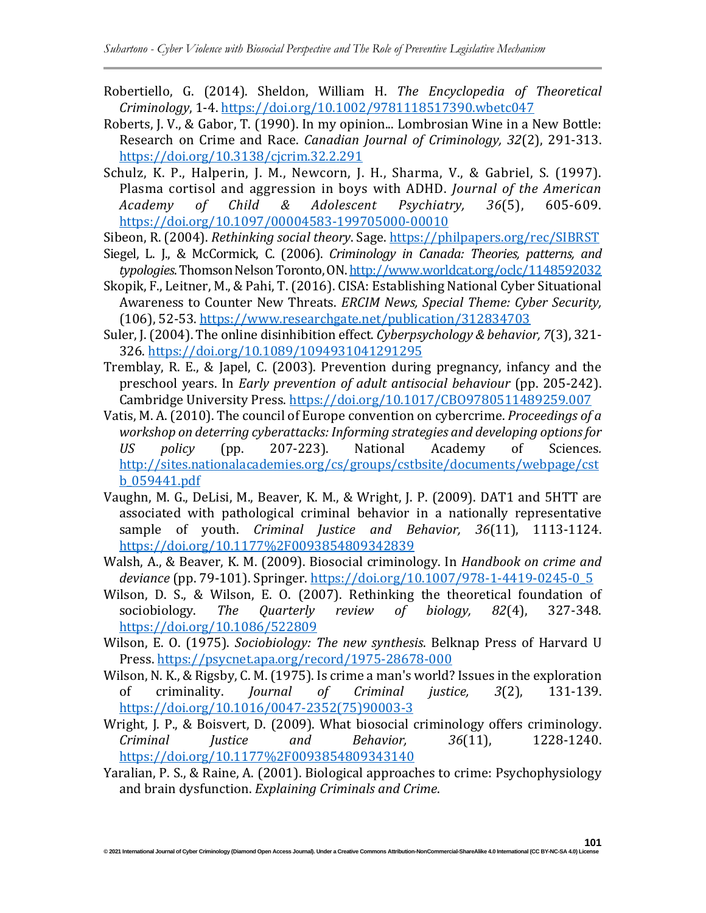Robertiello, G. (2014). Sheldon, William H. *The Encyclopedia of Theoretical Criminology*, 1-4. https://doi.org/10.1002/9781118517390.wbetc047

Roberts, J. V., & Gabor, T. (1990). In my opinion... Lombrosian Wine in a New Bottle: Research on Crime and Race. *Canadian Journal of Criminology, 32*(2), 291-313. https://doi.org/10.3138/cjcrim.32.2.291

Schulz, K. P., Halperin, J. M., Newcorn, J. H., Sharma, V., & Gabriel, S. (1997). Plasma cortisol and aggression in boys with ADHD. *Journal of the American Academy of Child & Adolescent Psychiatry, 36*(5), 605-609. https://doi.org/10.1097/00004583-199705000-00010

Sibeon, R. (2004). *Rethinking social theory*. Sage. https://philpapers.org/rec/SIBRST

Siegel, L. J., & McCormick, C. (2006). *Criminology in Canada: Theories, patterns, and typologies*. Thomson Nelson Toronto, ON. http://www.worldcat.org/oclc/1148592032

Skopik, F., Leitner, M., & Pahi, T. (2016). CISA: Establishing National Cyber Situational Awareness to Counter New Threats. *ERCIM News, Special Theme: Cyber Security,* (106), 52-53. https://www.researchgate.net/publication/312834703

Suler, J. (2004). The online disinhibition effect. *Cyberpsychology & behavior, 7*(3), 321-326. https://doi.org/10.1089/1094931041291295

Tremblay, R. E., & Japel, C. (2003). Prevention during pregnancy, infancy and the preschool years. In *Early prevention of adult antisocial behaviour* (pp. 205-242). Cambridge University Press. https://doi.org/10.1017/CBO9780511489259.007

Vatis, M. A. (2010). The council of Europe convention on cybercrime. *Proceedings of a workshop on deterring cyberattacks: Informing strategies and developing options for US policy* (pp. 207-223). National Academy of Sciences. http://sites.nationalacademies.org/cs/groups/cstbsite/documents/webpage/cstb_059441.pdf

Vaughn, M. G., DeLisi, M., Beaver, K. M., & Wright, J. P. (2009). DAT1 and 5HTT are associated with pathological criminal behavior in a nationally representative sample of youth. *Criminal Justice and Behavior, 36*(11), 1113-1124. https://doi.org/10.1177%2F0093854809342839

Walsh, A., & Beaver, K. M. (2009). Biosocial criminology. In *Handbook on crime and deviance* (pp. 79-101). Springer. https://doi.org/10.1007/978-1-4419-0245-0_5

Wilson, D. S., & Wilson, E. O. (2007). Rethinking the theoretical foundation of sociobiology. *The Quarterly review of biology, 82*(4), 327-348. https://doi.org/10.1086/522809

Wilson, E. O. (1975). *Sociobiology: The new synthesis*. Belknap Press of Harvard U Press. https://psycnet.apa.org/record/1975-28678-000

Wilson, N. K., & Rigsby, C. M. (1975). Is crime a man's world? Issues in the exploration of criminality. *Journal of Criminal justice, 3*(2), 131-139. https://doi.org/10.1016/0047-2352(75)90003-3

Wright, J. P., & Boisvert, D. (2009). What biosocial criminology offers criminology. *Criminal Justice and Behavior, 36*(11), 1228-1240. https://doi.org/10.1177%2F0093854809343140

Yaralian, P. S., & Raine, A. (2001). Biological approaches to crime: Psychophysiology and brain dysfunction. *Explaining Criminals and Crime*.